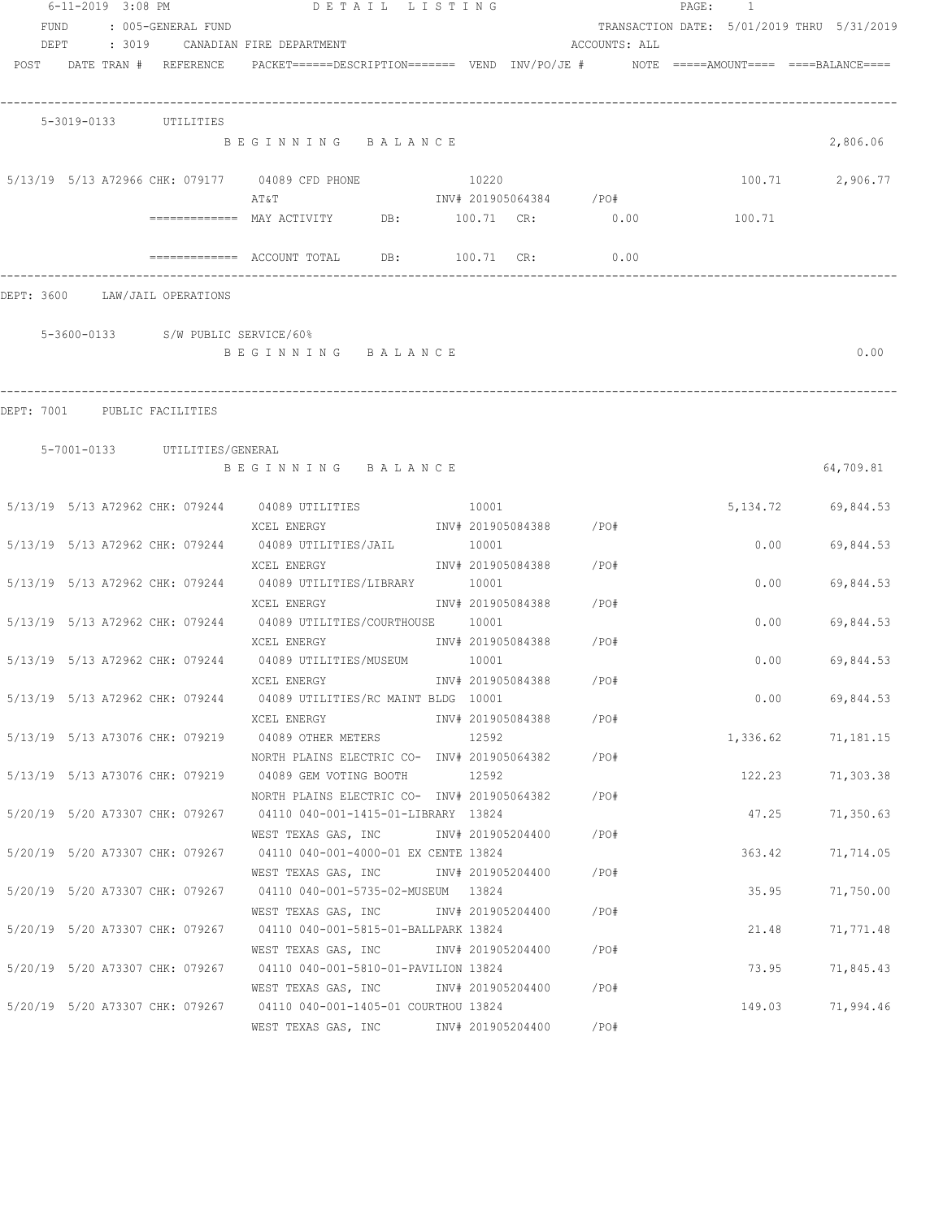6-11-2019 3:08 PM — DETAIL LISTING — PAGE: 1

FUND : 005-GENERAL FUND — TRANSACTION DATE: 5/01/2019 THRU 5/31/2019

DEPT : 3019 CANADIAN FIRE DEPARTMENT — ACCOUNTS: ALL

| POST | DATE TRAN # | REFERENCE | PACKET======DESCRIPTION======= | VEND | INV/PO/JE # | NOTE | =====AMOUNT==== | ====BALANCE==== |
|---|---|---|---|---|---|---|---|---|

## 5-3019-0133 UTILITIES

| POST | DATE TRAN # | REFERENCE | DESCRIPTION | VEND | INV/PO/JE # | NOTE | AMOUNT | BALANCE |
|---|---|---|---|---|---|---|---|---|
| | | | BEGINNING BALANCE | | | | | 2,806.06 |
| 5/13/19 | 5/13 A72966 | CHK: 079177 | 04089 CFD PHONE / AT&T | 10220 | INV# 201905064384 /PO# | | 100.71 | 2,906.77 |
| | | ============= | MAY ACTIVITY DB: 100.71 CR: 0.00 | | | | 100.71 | |
| | | ============= | ACCOUNT TOTAL DB: 100.71 CR: 0.00 | | | | | |

DEPT: 3600 LAW/JAIL OPERATIONS

## 5-3600-0133 S/W PUBLIC SERVICE/60%

| POST | DATE TRAN # | REFERENCE | DESCRIPTION | VEND | INV/PO/JE # | NOTE | AMOUNT | BALANCE |
|---|---|---|---|---|---|---|---|---|
| | | | BEGINNING BALANCE | | | | | 0.00 |

DEPT: 7001 PUBLIC FACILITIES

## 5-7001-0133 UTILITIES/GENERAL

| POST | DATE TRAN # | REFERENCE | DESCRIPTION | VEND | INV/PO/JE # | NOTE | AMOUNT | BALANCE |
|---|---|---|---|---|---|---|---|---|
| | | | BEGINNING BALANCE | | | | | 64,709.81 |
| 5/13/19 | 5/13 A72962 | CHK: 079244 | 04089 UTILITIES / XCEL ENERGY | 10001 | INV# 201905084388 /PO# | | 5,134.72 | 69,844.53 |
| 5/13/19 | 5/13 A72962 | CHK: 079244 | 04089 UTILITIES/JAIL / XCEL ENERGY | 10001 | INV# 201905084388 /PO# | | 0.00 | 69,844.53 |
| 5/13/19 | 5/13 A72962 | CHK: 079244 | 04089 UTILITIES/LIBRARY / XCEL ENERGY | 10001 | INV# 201905084388 /PO# | | 0.00 | 69,844.53 |
| 5/13/19 | 5/13 A72962 | CHK: 079244 | 04089 UTILITIES/COURTHOUSE / XCEL ENERGY | 10001 | INV# 201905084388 /PO# | | 0.00 | 69,844.53 |
| 5/13/19 | 5/13 A72962 | CHK: 079244 | 04089 UTILITIES/MUSEUM / XCEL ENERGY | 10001 | INV# 201905084388 /PO# | | 0.00 | 69,844.53 |
| 5/13/19 | 5/13 A72962 | CHK: 079244 | 04089 UTILITIES/RC MAINT BLDG / XCEL ENERGY | 10001 | INV# 201905084388 /PO# | | 0.00 | 69,844.53 |
| 5/13/19 | 5/13 A73076 | CHK: 079219 | 04089 OTHER METERS / NORTH PLAINS ELECTRIC CO- | 12592 | INV# 201905064382 /PO# | | 1,336.62 | 71,181.15 |
| 5/13/19 | 5/13 A73076 | CHK: 079219 | 04089 GEM VOTING BOOTH / NORTH PLAINS ELECTRIC CO- | 12592 | INV# 201905064382 /PO# | | 122.23 | 71,303.38 |
| 5/20/19 | 5/20 A73307 | CHK: 079267 | 04110 040-001-1415-01-LIBRARY / WEST TEXAS GAS, INC | 13824 | INV# 201905204400 /PO# | | 47.25 | 71,350.63 |
| 5/20/19 | 5/20 A73307 | CHK: 079267 | 04110 040-001-4000-01 EX CENTE / WEST TEXAS GAS, INC | 13824 | INV# 201905204400 /PO# | | 363.42 | 71,714.05 |
| 5/20/19 | 5/20 A73307 | CHK: 079267 | 04110 040-001-5735-02-MUSEUM / WEST TEXAS GAS, INC | 13824 | INV# 201905204400 /PO# | | 35.95 | 71,750.00 |
| 5/20/19 | 5/20 A73307 | CHK: 079267 | 04110 040-001-5815-01-BALLPARK / WEST TEXAS GAS, INC | 13824 | INV# 201905204400 /PO# | | 21.48 | 71,771.48 |
| 5/20/19 | 5/20 A73307 | CHK: 079267 | 04110 040-001-5810-01-PAVILION / WEST TEXAS GAS, INC | 13824 | INV# 201905204400 /PO# | | 73.95 | 71,845.43 |
| 5/20/19 | 5/20 A73307 | CHK: 079267 | 04110 040-001-1405-01 COURTHOU / WEST TEXAS GAS, INC | 13824 | INV# 201905204400 /PO# | | 149.03 | 71,994.46 |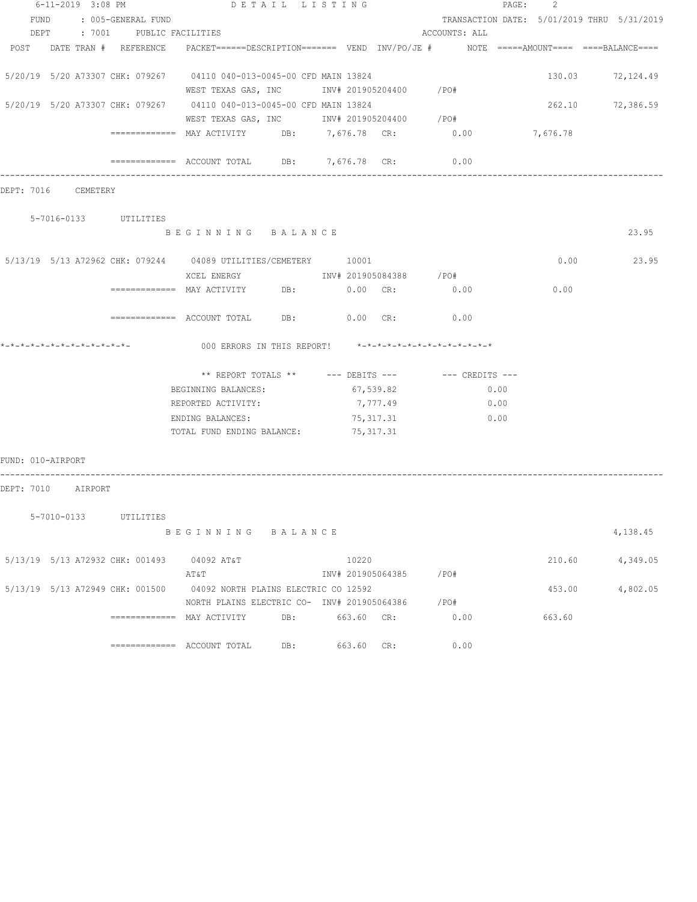6-11-2019 3:08 PM DETAIL LISTING

FUND : 005-GENERAL FUND TRANSACTION DATE: 5/01/2019 THRU 5/31/2019

DEPT : 7001 PUBLIC FACILITIES ACCOUNTS: ALL

| POST | DATE TRAN # | REFERENCE | PACKET======DESCRIPTION======= VEND INV/PO/JE # | NOTE | =====AMOUNT==== | ====BALANCE==== |
|---|---|---|---|---|---|---|
| 5/20/19 | 5/20 A73307 | CHK: 079267 | 04110 040-013-0045-00 CFD MAIN 13824 WEST TEXAS GAS, INC INV# 201905204400 /PO# | | 130.03 | 72,124.49 |
| 5/20/19 | 5/20 A73307 | CHK: 079267 | 04110 040-013-0045-00 CFD MAIN 13824 WEST TEXAS GAS, INC INV# 201905204400 /PO# | | 262.10 | 72,386.59 |

============= MAY ACTIVITY DB: 7,676.78 CR: 0.00 7,676.78

============= ACCOUNT TOTAL DB: 7,676.78 CR: 0.00

DEPT: 7016 CEMETERY

5-7016-0133 UTILITIES

BEGINNING BALANCE 23.95

| POST | DATE TRAN # | REFERENCE | PACKET======DESCRIPTION======= VEND INV/PO/JE # | NOTE | =====AMOUNT==== | ====BALANCE==== |
|---|---|---|---|---|---|---|
| 5/13/19 | 5/13 A72962 | CHK: 079244 | 04089 UTILITIES/CEMETERY 10001 XCEL ENERGY INV# 201905084388 /PO# | | 0.00 | 23.95 |

============= MAY ACTIVITY DB: 0.00 CR: 0.00 0.00

============= ACCOUNT TOTAL DB: 0.00 CR: 0.00

*-*-*-*-*-*-*-*-*-*-*-*-*-*- 000 ERRORS IN THIS REPORT! *-*-*-*-*-*-*-*-*-*-*-*-*-*

| ** REPORT TOTALS ** | --- DEBITS --- | --- CREDITS --- |
|---|---|---|
| BEGINNING BALANCES: | 67,539.82 | 0.00 |
| REPORTED ACTIVITY: | 7,777.49 | 0.00 |
| ENDING BALANCES: | 75,317.31 | 0.00 |
| TOTAL FUND ENDING BALANCE: | 75,317.31 | |

FUND: 010-AIRPORT

DEPT: 7010 AIRPORT

5-7010-0133 UTILITIES

BEGINNING BALANCE 4,138.45

| POST | DATE TRAN # | REFERENCE | PACKET======DESCRIPTION======= VEND INV/PO/JE # | NOTE | =====AMOUNT==== | ====BALANCE==== |
|---|---|---|---|---|---|---|
| 5/13/19 | 5/13 A72932 | CHK: 001493 | 04092 AT&T 10220 AT&T INV# 201905064385 /PO# | | 210.60 | 4,349.05 |
| 5/13/19 | 5/13 A72949 | CHK: 001500 | 04092 NORTH PLAINS ELECTRIC CO 12592 NORTH PLAINS ELECTRIC CO- INV# 201905064386 /PO# | | 453.00 | 4,802.05 |

============= MAY ACTIVITY DB: 663.60 CR: 0.00 663.60

============= ACCOUNT TOTAL DB: 663.60 CR: 0.00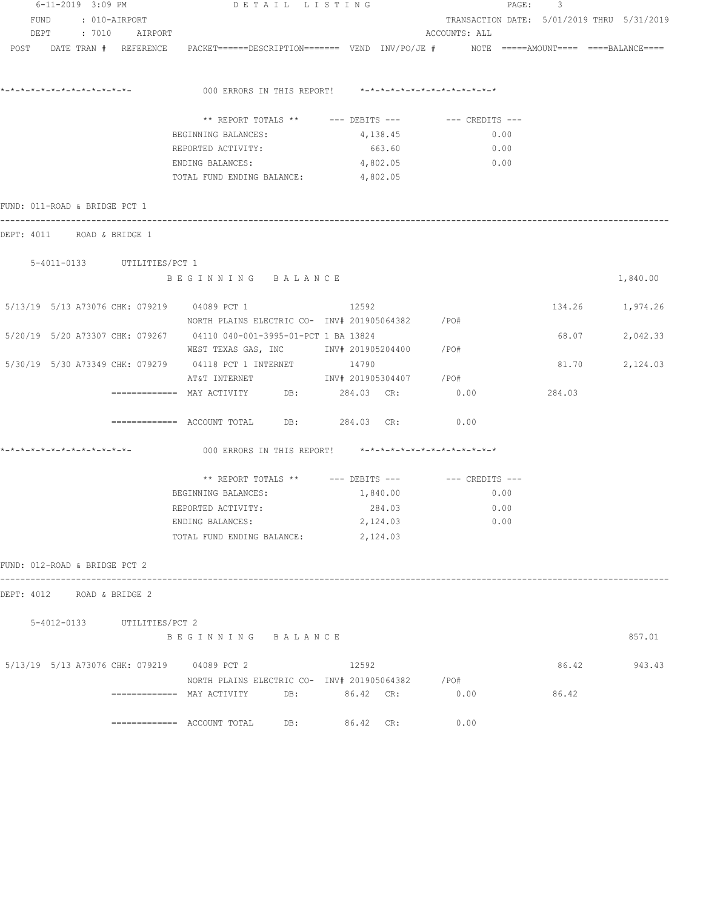DETAIL LISTING

FUND : 010-AIRPORT    TRANSACTION DATE: 5/01/2019 THRU 5/31/2019
DEPT : 7010 AIRPORT    ACCOUNTS: ALL

POST DATE TRAN # REFERENCE PACKET======DESCRIPTION======= VEND INV/PO/JE # NOTE =====AMOUNT==== ====BALANCE====

*-*-*-*-*-*-*-*-*-*-*-*-*-*- 000 ERRORS IN THIS REPORT! *-*-*-*-*-*-*-*-*-*-*-*-*-*

| ** REPORT TOTALS ** | --- DEBITS --- | --- CREDITS --- |
|---|---|---|
| BEGINNING BALANCES: | 4,138.45 | 0.00 |
| REPORTED ACTIVITY: | 663.60 | 0.00 |
| ENDING BALANCES: | 4,802.05 | 0.00 |
| TOTAL FUND ENDING BALANCE: | 4,802.05 | |

FUND: 011-ROAD & BRIDGE PCT 1

DEPT: 4011 ROAD & BRIDGE 1

5-4011-0133 UTILITIES/PCT 1

BEGINNING BALANCE 1,840.00

| POST | DATE | TRAN # | REFERENCE | PACKET/DESCRIPTION | VEND | INV/PO/JE # | AMOUNT | BALANCE |
|---|---|---|---|---|---|---|---|---|
| 5/13/19 | 5/13 | A73076 | CHK: 079219 | 04089 PCT 1 / NORTH PLAINS ELECTRIC CO- | 12592 | INV# 201905064382 /PO# | 134.26 | 1,974.26 |
| 5/20/19 | 5/20 | A73307 | CHK: 079267 | 04110 040-001-3995-01-PCT 1 BA / WEST TEXAS GAS, INC | 13824 | INV# 201905204400 /PO# | 68.07 | 2,042.33 |
| 5/30/19 | 5/30 | A73349 | CHK: 079279 | 04118 PCT 1 INTERNET / AT&T INTERNET | 14790 | INV# 201905304407 /PO# | 81.70 | 2,124.03 |

============= MAY ACTIVITY DB: 284.03 CR: 0.00 284.03

============= ACCOUNT TOTAL DB: 284.03 CR: 0.00

*-*-*-*-*-*-*-*-*-*-*-*-*-*- 000 ERRORS IN THIS REPORT! *-*-*-*-*-*-*-*-*-*-*-*-*-*

| ** REPORT TOTALS ** | --- DEBITS --- | --- CREDITS --- |
|---|---|---|
| BEGINNING BALANCES: | 1,840.00 | 0.00 |
| REPORTED ACTIVITY: | 284.03 | 0.00 |
| ENDING BALANCES: | 2,124.03 | 0.00 |
| TOTAL FUND ENDING BALANCE: | 2,124.03 | |

FUND: 012-ROAD & BRIDGE PCT 2

DEPT: 4012 ROAD & BRIDGE 2

5-4012-0133 UTILITIES/PCT 2

BEGINNING BALANCE 857.01

| POST | DATE | TRAN # | REFERENCE | PACKET/DESCRIPTION | VEND | INV/PO/JE # | AMOUNT | BALANCE |
|---|---|---|---|---|---|---|---|---|
| 5/13/19 | 5/13 | A73076 | CHK: 079219 | 04089 PCT 2 / NORTH PLAINS ELECTRIC CO- | 12592 | INV# 201905064382 /PO# | 86.42 | 943.43 |

============= MAY ACTIVITY DB: 86.42 CR: 0.00 86.42

============= ACCOUNT TOTAL DB: 86.42 CR: 0.00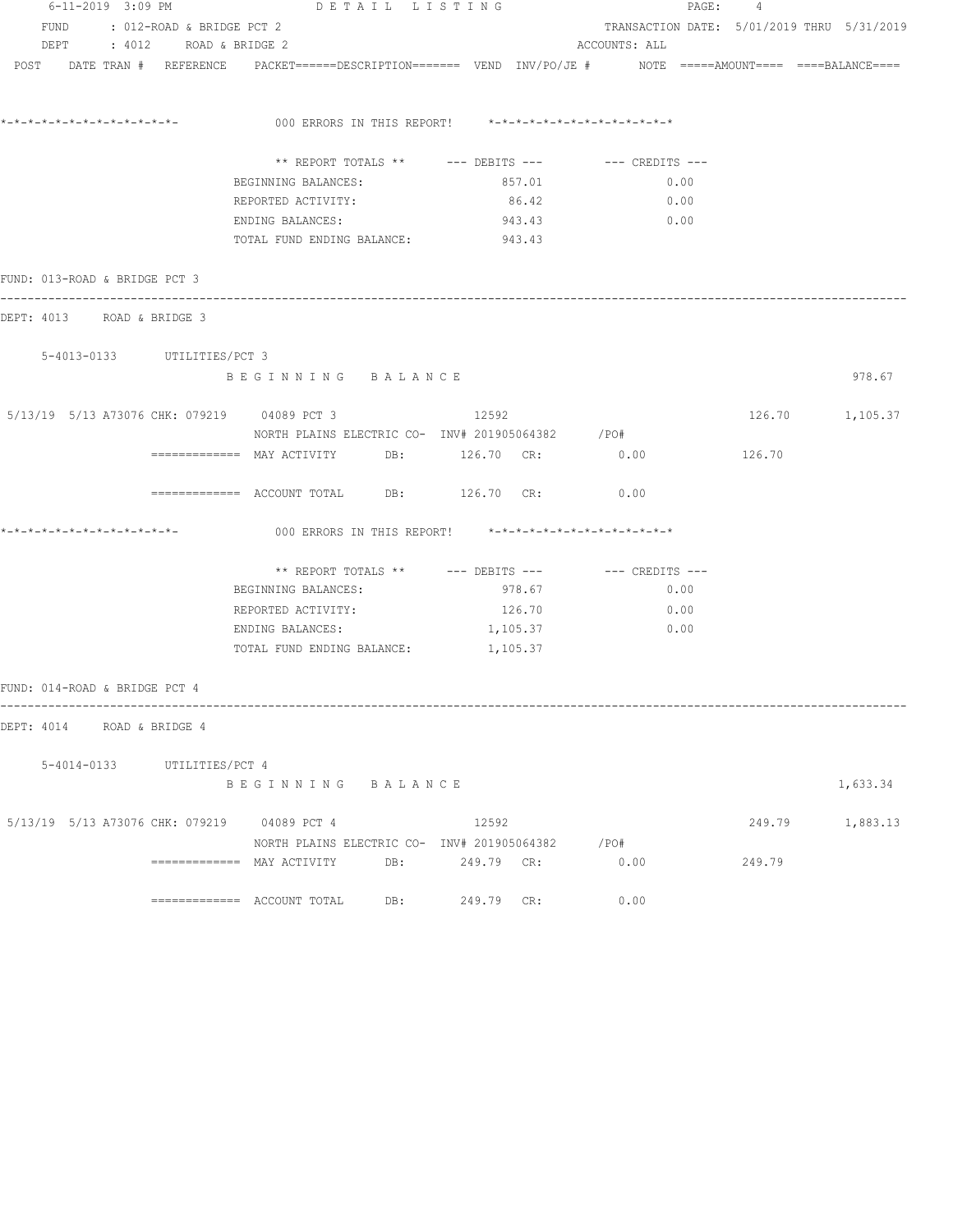FUND : 012-ROAD & BRIDGE PCT 2 TRANSACTION DATE: 5/01/2019 THRU 5/31/2019
DEPT : 4012 ROAD & BRIDGE 2 ACCOUNTS: ALL

POST DATE TRAN # REFERENCE PACKET======DESCRIPTION======= VEND INV/PO/JE # NOTE =====AMOUNT==== ====BALANCE====

```
*-*-*-*-*-*-*-*-*-*-*-*-*-          000 ERRORS IN THIS REPORT!   *-*-*-*-*-*-*-*-*-*-*-*-*-*

                         ** REPORT TOTALS **      --- DEBITS ---        --- CREDITS ---
                         BEGINNING BALANCES:              857.01                  0.00
                         REPORTED ACTIVITY:                86.42                  0.00
                         ENDING BALANCES:                 943.43                  0.00
                         TOTAL FUND ENDING BALANCE:       943.43
```

FUND: 013-ROAD & BRIDGE PCT 3

DEPT: 4013 ROAD & BRIDGE 3

```
  5-4013-0133      UTILITIES/PCT 3
                   B E G I N N I N G   B A L A N C E                                                      978.67

 5/13/19  5/13 A73076 CHK: 079219    04089 PCT 3              12592                          126.70     1,105.37
                   NORTH PLAINS ELECTRIC CO-  INV# 201905064382     /PO#
            ============= MAY ACTIVITY     DB:        126.70  CR:          0.00          126.70

            ============= ACCOUNT TOTAL    DB:        126.70  CR:          0.00

*-*-*-*-*-*-*-*-*-*-*-*-*-          000 ERRORS IN THIS REPORT!   *-*-*-*-*-*-*-*-*-*-*-*-*-*

                         ** REPORT TOTALS **      --- DEBITS ---        --- CREDITS ---
                         BEGINNING BALANCES:              978.67                  0.00
                         REPORTED ACTIVITY:               126.70                  0.00
                         ENDING BALANCES:               1,105.37                  0.00
                         TOTAL FUND ENDING BALANCE:     1,105.37
```

FUND: 014-ROAD & BRIDGE PCT 4

DEPT: 4014 ROAD & BRIDGE 4

```
  5-4014-0133      UTILITIES/PCT 4
                   B E G I N N I N G   B A L A N C E                                                    1,633.34

 5/13/19  5/13 A73076 CHK: 079219    04089 PCT 4              12592                          249.79     1,883.13
                   NORTH PLAINS ELECTRIC CO-  INV# 201905064382     /PO#
            ============= MAY ACTIVITY     DB:        249.79  CR:          0.00          249.79

            ============= ACCOUNT TOTAL    DB:        249.79  CR:          0.00
```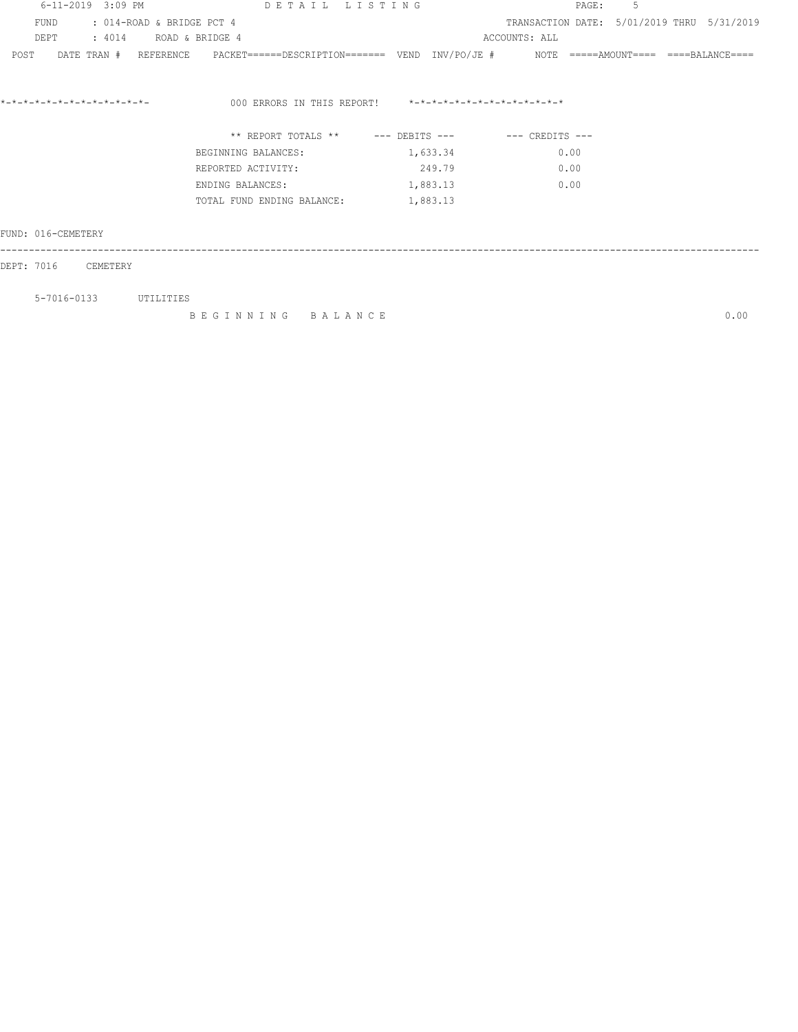FUND : 014-ROAD & BRIDGE PCT 4 TRANSACTION DATE: 5/01/2019 THRU 5/31/2019

DEPT : 4014 ROAD & BRIDGE 4 ACCOUNTS: ALL

POST DATE TRAN # REFERENCE PACKET======DESCRIPTION======= VEND INV/PO/JE # NOTE =====AMOUNT==== ====BALANCE====

*-*-*-*-*-*-*-*-*-*-*-*-*-*- 000 ERRORS IN THIS REPORT! *-*-*-*-*-*-*-*-*-*-*-*-*-*

| ** REPORT TOTALS ** | --- DEBITS --- | --- CREDITS --- |
|---|---|---|
| BEGINNING BALANCES: | 1,633.34 | 0.00 |
| REPORTED ACTIVITY: | 249.79 | 0.00 |
| ENDING BALANCES: | 1,883.13 | 0.00 |
| TOTAL FUND ENDING BALANCE: | 1,883.13 | |

FUND: 016-CEMETERY

---

DEPT: 7016 CEMETERY

5-7016-0133 UTILITIES

B E G I N N I N G B A L A N C E 0.00